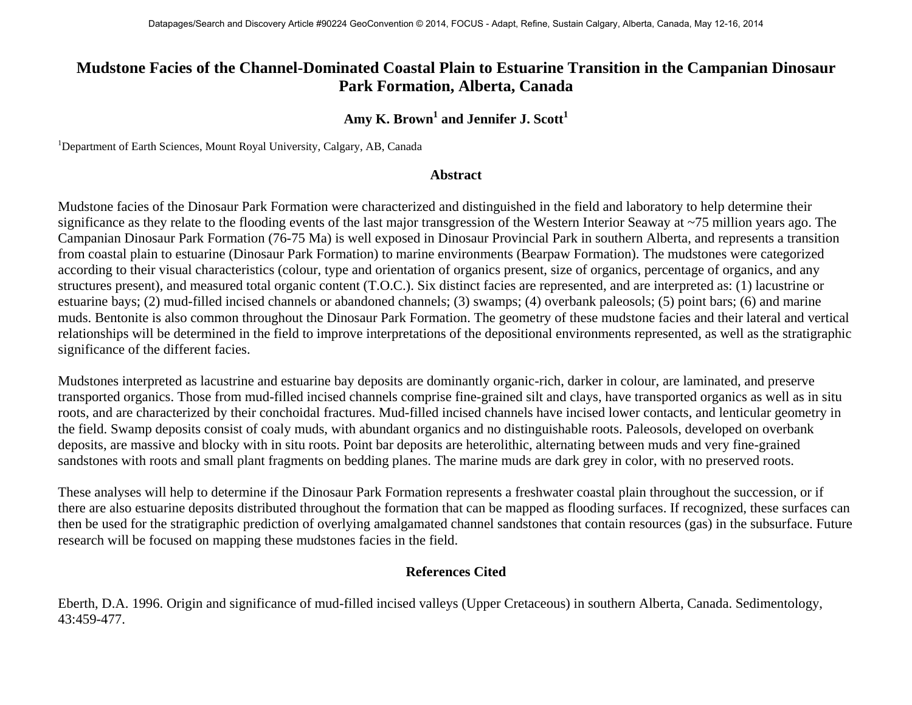# Mudstone Facies of the Channel-Dominated Coastal Plain to Estuarine Transition in the Campanian Dinosaur Park Formation, Alberta, Canada

**Amy K. Brown[1] and Jennifer J. Scott[1]**

[1]Department of Earth Sciences, Mount Royal University, Calgary, AB, Canada

## Abstract

Mudstone facies of the Dinosaur Park Formation were characterized and distinguished in the field and laboratory to help determine their significance as they relate to the flooding events of the last major transgression of the Western Interior Seaway at ~75 million years ago. The Campanian Dinosaur Park Formation (76-75 Ma) is well exposed in Dinosaur Provincial Park in southern Alberta, and represents a transition from coastal plain to estuarine (Dinosaur Park Formation) to marine environments (Bearpaw Formation). The mudstones were categorized according to their visual characteristics (colour, type and orientation of organics present, size of organics, percentage of organics, and any structures present), and measured total organic content (T.O.C.). Six distinct facies are represented, and are interpreted as: (1) lacustrine or estuarine bays; (2) mud-filled incised channels or abandoned channels; (3) swamps; (4) overbank paleosols; (5) point bars; (6) and marine muds. Bentonite is also common throughout the Dinosaur Park Formation. The geometry of these mudstone facies and their lateral and vertical relationships will be determined in the field to improve interpretations of the depositional environments represented, as well as the stratigraphic significance of the different facies.

Mudstones interpreted as lacustrine and estuarine bay deposits are dominantly organic-rich, darker in colour, are laminated, and preserve transported organics. Those from mud-filled incised channels comprise fine-grained silt and clays, have transported organics as well as in situ roots, and are characterized by their conchoidal fractures. Mud-filled incised channels have incised lower contacts, and lenticular geometry in the field. Swamp deposits consist of coaly muds, with abundant organics and no distinguishable roots. Paleosols, developed on overbank deposits, are massive and blocky with in situ roots. Point bar deposits are heterolithic, alternating between muds and very fine-grained sandstones with roots and small plant fragments on bedding planes. The marine muds are dark grey in color, with no preserved roots.

These analyses will help to determine if the Dinosaur Park Formation represents a freshwater coastal plain throughout the succession, or if there are also estuarine deposits distributed throughout the formation that can be mapped as flooding surfaces. If recognized, these surfaces can then be used for the stratigraphic prediction of overlying amalgamated channel sandstones that contain resources (gas) in the subsurface. Future research will be focused on mapping these mudstones facies in the field.

## References Cited

Eberth, D.A. 1996. Origin and significance of mud-filled incised valleys (Upper Cretaceous) in southern Alberta, Canada. Sedimentology, 43:459-477.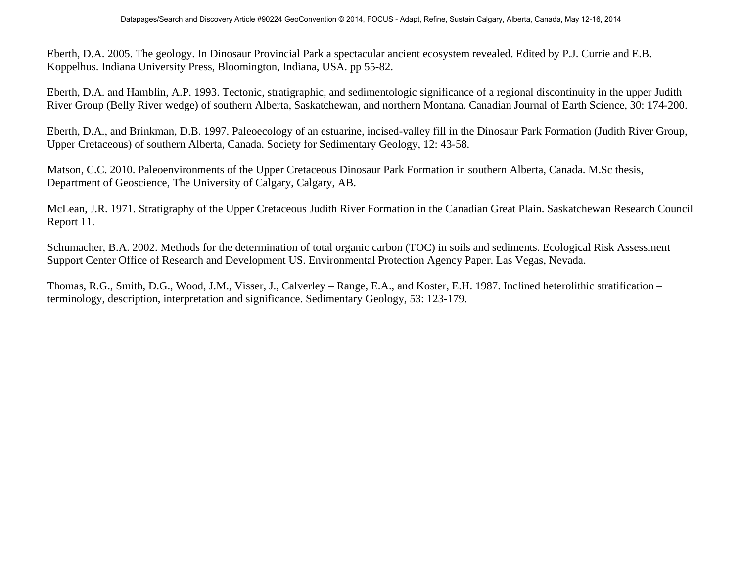Eberth, D.A. 2005. The geology. In Dinosaur Provincial Park a spectacular ancient ecosystem revealed. Edited by P.J. Currie and E.B. Koppelhus. Indiana University Press, Bloomington, Indiana, USA. pp 55-82.

Eberth, D.A. and Hamblin, A.P. 1993. Tectonic, stratigraphic, and sedimentologic significance of a regional discontinuity in the upper Judith River Group (Belly River wedge) of southern Alberta, Saskatchewan, and northern Montana. Canadian Journal of Earth Science, 30: 174-200.

Eberth, D.A., and Brinkman, D.B. 1997. Paleoecology of an estuarine, incised-valley fill in the Dinosaur Park Formation (Judith River Group, Upper Cretaceous) of southern Alberta, Canada. Society for Sedimentary Geology, 12: 43-58.

Matson, C.C. 2010. Paleoenvironments of the Upper Cretaceous Dinosaur Park Formation in southern Alberta, Canada. M.Sc thesis, Department of Geoscience, The University of Calgary, Calgary, AB.

McLean, J.R. 1971. Stratigraphy of the Upper Cretaceous Judith River Formation in the Canadian Great Plain. Saskatchewan Research Council Report 11.

Schumacher, B.A. 2002. Methods for the determination of total organic carbon (TOC) in soils and sediments. Ecological Risk Assessment Support Center Office of Research and Development US. Environmental Protection Agency Paper. Las Vegas, Nevada.

Thomas, R.G., Smith, D.G., Wood, J.M., Visser, J., Calverley – Range, E.A., and Koster, E.H. 1987. Inclined heterolithic stratification – terminology, description, interpretation and significance. Sedimentary Geology, 53: 123-179.